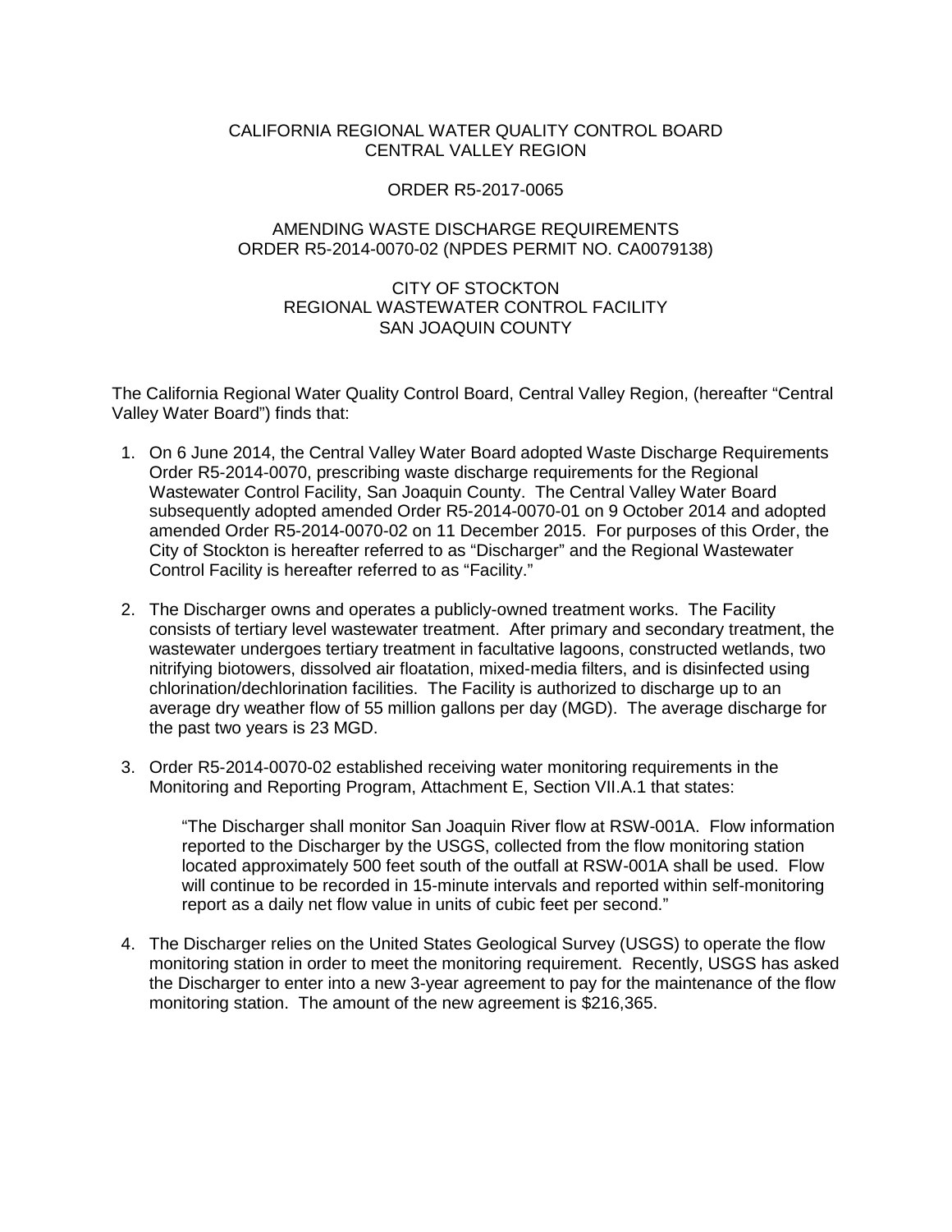CALIFORNIA REGIONAL WATER QUALITY CONTROL BOARD
CENTRAL VALLEY REGION

ORDER R5-2017-0065

AMENDING WASTE DISCHARGE REQUIREMENTS
ORDER R5-2014-0070-02 (NPDES PERMIT NO. CA0079138)

CITY OF STOCKTON
REGIONAL WASTEWATER CONTROL FACILITY
SAN JOAQUIN COUNTY

The California Regional Water Quality Control Board, Central Valley Region, (hereafter "Central Valley Water Board") finds that:

1. On 6 June 2014, the Central Valley Water Board adopted Waste Discharge Requirements Order R5-2014-0070, prescribing waste discharge requirements for the Regional Wastewater Control Facility, San Joaquin County. The Central Valley Water Board subsequently adopted amended Order R5-2014-0070-01 on 9 October 2014 and adopted amended Order R5-2014-0070-02 on 11 December 2015. For purposes of this Order, the City of Stockton is hereafter referred to as "Discharger" and the Regional Wastewater Control Facility is hereafter referred to as "Facility."

2. The Discharger owns and operates a publicly-owned treatment works. The Facility consists of tertiary level wastewater treatment. After primary and secondary treatment, the wastewater undergoes tertiary treatment in facultative lagoons, constructed wetlands, two nitrifying biotowers, dissolved air floatation, mixed-media filters, and is disinfected using chlorination/dechlorination facilities. The Facility is authorized to discharge up to an average dry weather flow of 55 million gallons per day (MGD). The average discharge for the past two years is 23 MGD.

3. Order R5-2014-0070-02 established receiving water monitoring requirements in the Monitoring and Reporting Program, Attachment E, Section VII.A.1 that states:

   "The Discharger shall monitor San Joaquin River flow at RSW-001A. Flow information reported to the Discharger by the USGS, collected from the flow monitoring station located approximately 500 feet south of the outfall at RSW-001A shall be used. Flow will continue to be recorded in 15-minute intervals and reported within self-monitoring report as a daily net flow value in units of cubic feet per second."

4. The Discharger relies on the United States Geological Survey (USGS) to operate the flow monitoring station in order to meet the monitoring requirement. Recently, USGS has asked the Discharger to enter into a new 3-year agreement to pay for the maintenance of the flow monitoring station. The amount of the new agreement is $216,365.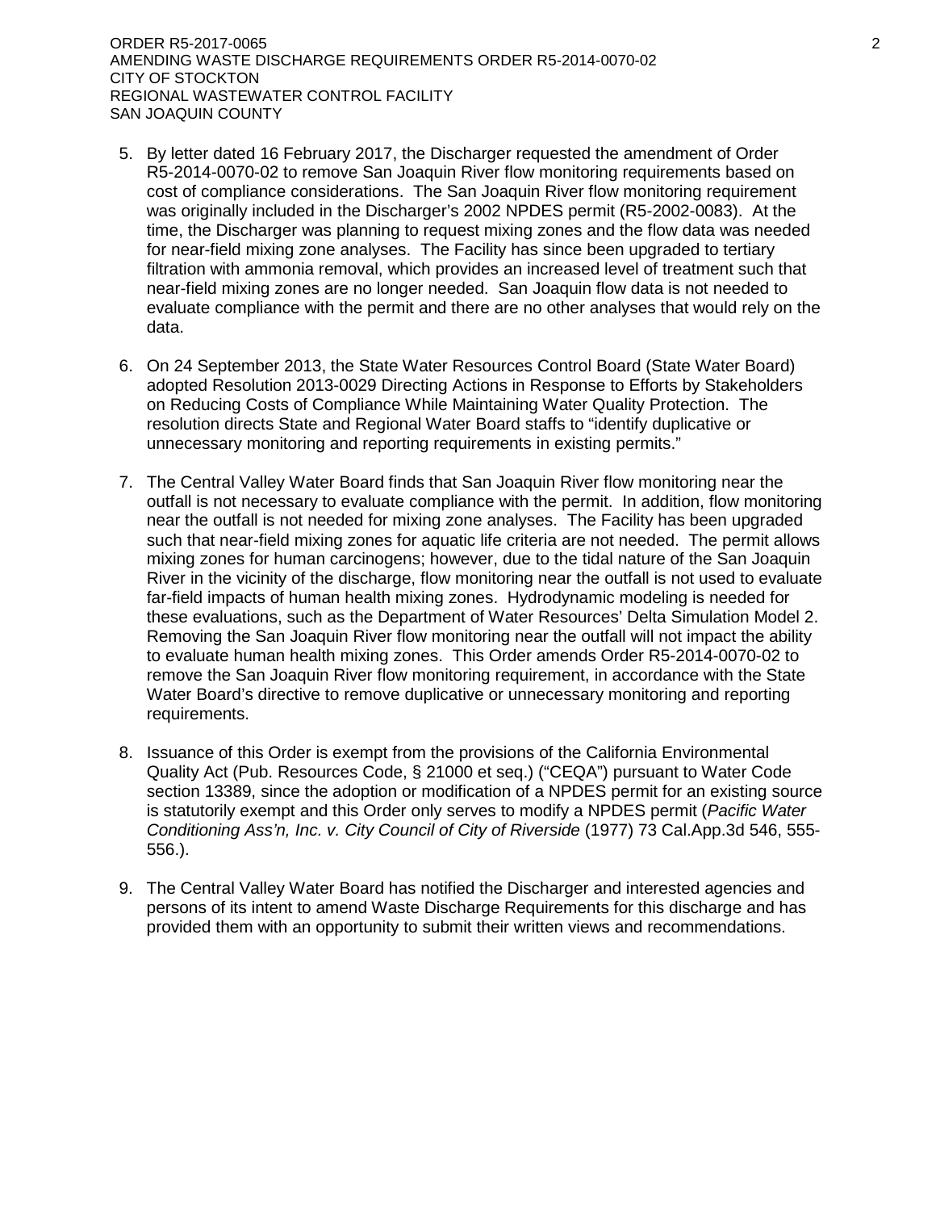5. By letter dated 16 February 2017, the Discharger requested the amendment of Order R5-2014-0070-02 to remove San Joaquin River flow monitoring requirements based on cost of compliance considerations. The San Joaquin River flow monitoring requirement was originally included in the Discharger's 2002 NPDES permit (R5-2002-0083). At the time, the Discharger was planning to request mixing zones and the flow data was needed for near-field mixing zone analyses. The Facility has since been upgraded to tertiary filtration with ammonia removal, which provides an increased level of treatment such that near-field mixing zones are no longer needed. San Joaquin flow data is not needed to evaluate compliance with the permit and there are no other analyses that would rely on the data.

6. On 24 September 2013, the State Water Resources Control Board (State Water Board) adopted Resolution 2013-0029 Directing Actions in Response to Efforts by Stakeholders on Reducing Costs of Compliance While Maintaining Water Quality Protection. The resolution directs State and Regional Water Board staffs to "identify duplicative or unnecessary monitoring and reporting requirements in existing permits."

7. The Central Valley Water Board finds that San Joaquin River flow monitoring near the outfall is not necessary to evaluate compliance with the permit. In addition, flow monitoring near the outfall is not needed for mixing zone analyses. The Facility has been upgraded such that near-field mixing zones for aquatic life criteria are not needed. The permit allows mixing zones for human carcinogens; however, due to the tidal nature of the San Joaquin River in the vicinity of the discharge, flow monitoring near the outfall is not used to evaluate far-field impacts of human health mixing zones. Hydrodynamic modeling is needed for these evaluations, such as the Department of Water Resources' Delta Simulation Model 2. Removing the San Joaquin River flow monitoring near the outfall will not impact the ability to evaluate human health mixing zones. This Order amends Order R5-2014-0070-02 to remove the San Joaquin River flow monitoring requirement, in accordance with the State Water Board's directive to remove duplicative or unnecessary monitoring and reporting requirements.

8. Issuance of this Order is exempt from the provisions of the California Environmental Quality Act (Pub. Resources Code, § 21000 et seq.) ("CEQA") pursuant to Water Code section 13389, since the adoption or modification of a NPDES permit for an existing source is statutorily exempt and this Order only serves to modify a NPDES permit (*Pacific Water Conditioning Ass'n, Inc. v. City Council of City of Riverside* (1977) 73 Cal.App.3d 546, 555-556.).

9. The Central Valley Water Board has notified the Discharger and interested agencies and persons of its intent to amend Waste Discharge Requirements for this discharge and has provided them with an opportunity to submit their written views and recommendations.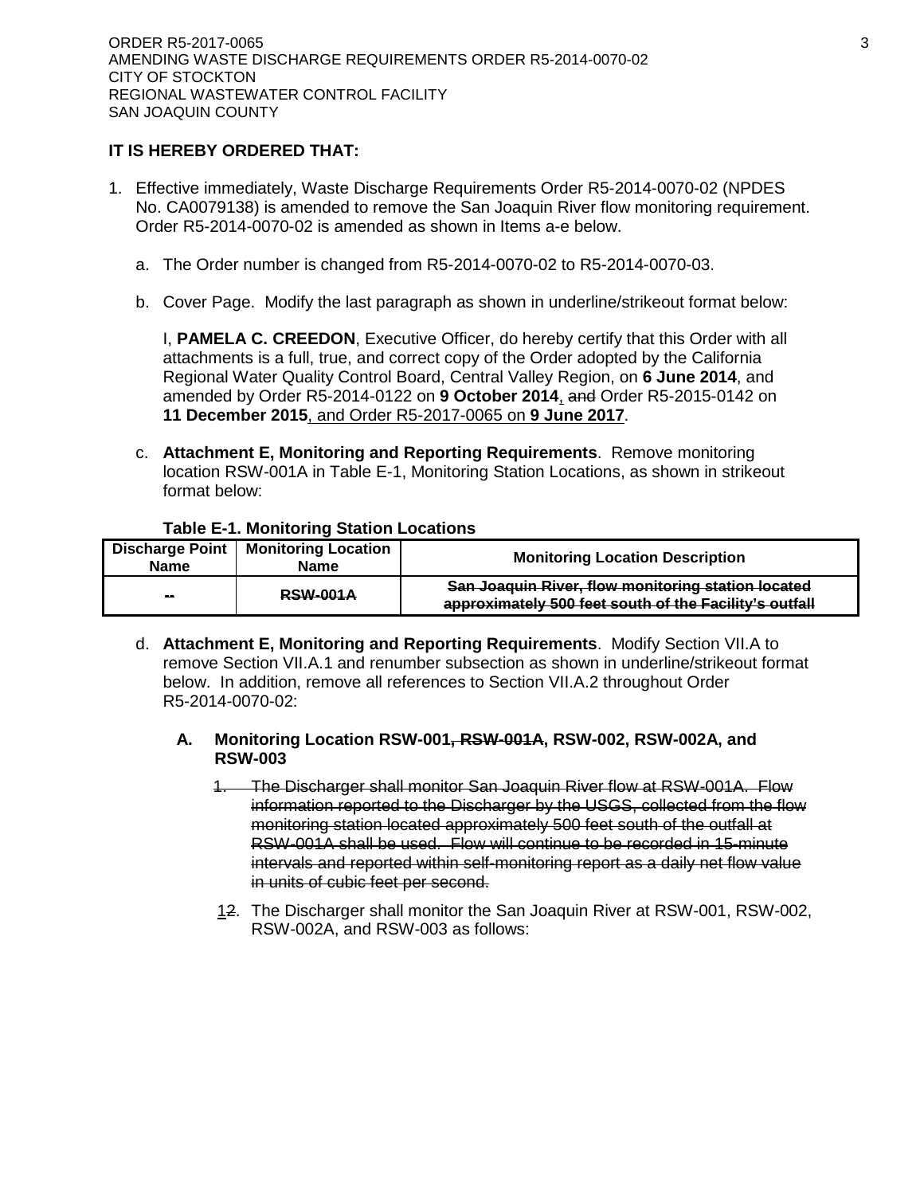**IT IS HEREBY ORDERED THAT:**

1. Effective immediately, Waste Discharge Requirements Order R5-2014-0070-02 (NPDES No. CA0079138) is amended to remove the San Joaquin River flow monitoring requirement. Order R5-2014-0070-02 is amended as shown in Items a-e below.

   a. The Order number is changed from R5-2014-0070-02 to R5-2014-0070-03.

   b. Cover Page. Modify the last paragraph as shown in underline/strikeout format below:

   I, **PAMELA C. CREEDON**, Executive Officer, do hereby certify that this Order with all attachments is a full, true, and correct copy of the Order adopted by the California Regional Water Quality Control Board, Central Valley Region, on **6 June 2014**, and amended by Order R5-2014-0122 on **9 October 2014**<u>,</u> ~~and~~ Order R5-2015-0142 on **11 December 2015**<u>, and Order R5-2017-0065 on **9 June 2017**</u>.

   c. **Attachment E, Monitoring and Reporting Requirements**. Remove monitoring location RSW-001A in Table E-1, Monitoring Station Locations, as shown in strikeout format below:

**Table E-1. Monitoring Station Locations**

| Discharge Point Name | Monitoring Location Name | Monitoring Location Description |
|---|---|---|
| ~~--~~ | ~~RSW-001A~~ | ~~San Joaquin River, flow monitoring station located approximately 500 feet south of the Facility's outfall~~ |

   d. **Attachment E, Monitoring and Reporting Requirements**. Modify Section VII.A to remove Section VII.A.1 and renumber subsection as shown in underline/strikeout format below. In addition, remove all references to Section VII.A.2 throughout Order R5-2014-0070-02:

   **A. Monitoring Location RSW-001~~, RSW-001A~~, RSW-002, RSW-002A, and RSW-003**

   ~~1. The Discharger shall monitor San Joaquin River flow at RSW-001A. Flow information reported to the Discharger by the USGS, collected from the flow monitoring station located approximately 500 feet south of the outfall at RSW-001A shall be used. Flow will continue to be recorded in 15-minute intervals and reported within self-monitoring report as a daily net flow value in units of cubic feet per second.~~

   <u>1</u>~~2~~. The Discharger shall monitor the San Joaquin River at RSW-001, RSW-002, RSW-002A, and RSW-003 as follows: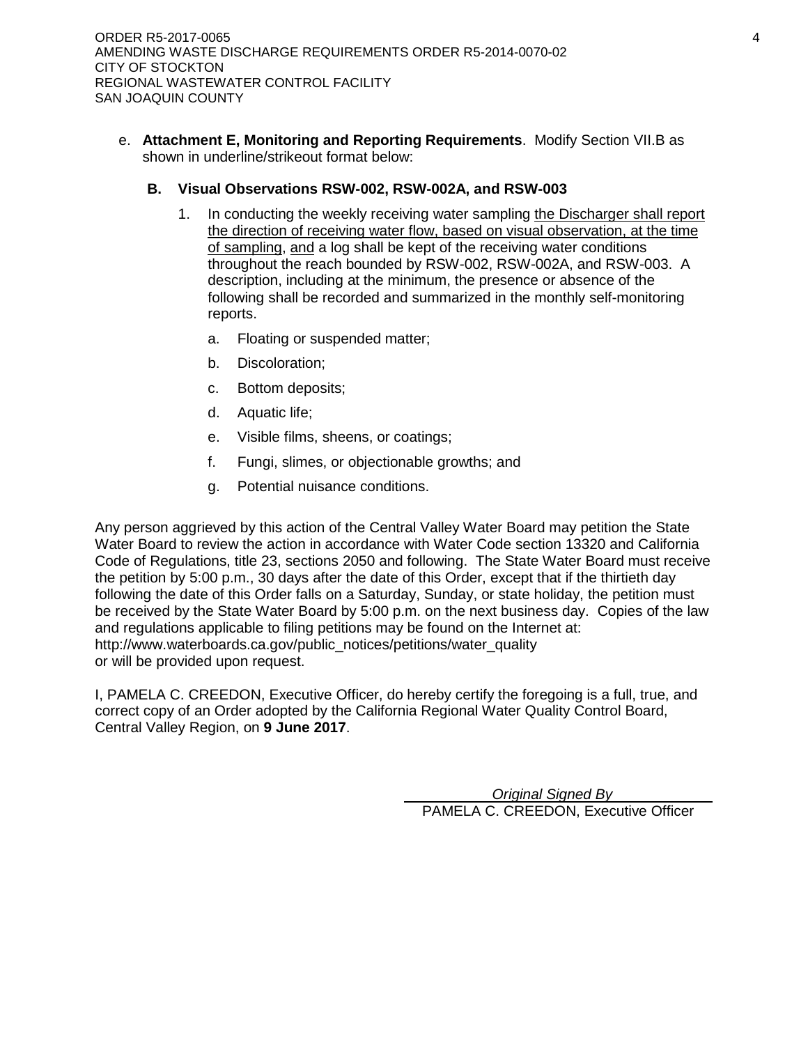e. **Attachment E, Monitoring and Reporting Requirements**. Modify Section VII.B as shown in underline/strikeout format below:

**B. Visual Observations RSW-002, RSW-002A, and RSW-003**

1. In conducting the weekly receiving water sampling <u>the Discharger shall report the direction of receiving water flow, based on visual observation, at the time of sampling</u>, <u>and</u> a log shall be kept of the receiving water conditions throughout the reach bounded by RSW-002, RSW-002A, and RSW-003. A description, including at the minimum, the presence or absence of the following shall be recorded and summarized in the monthly self-monitoring reports.

   a. Floating or suspended matter;

   b. Discoloration;

   c. Bottom deposits;

   d. Aquatic life;

   e. Visible films, sheens, or coatings;

   f. Fungi, slimes, or objectionable growths; and

   g. Potential nuisance conditions.

Any person aggrieved by this action of the Central Valley Water Board may petition the State Water Board to review the action in accordance with Water Code section 13320 and California Code of Regulations, title 23, sections 2050 and following. The State Water Board must receive the petition by 5:00 p.m., 30 days after the date of this Order, except that if the thirtieth day following the date of this Order falls on a Saturday, Sunday, or state holiday, the petition must be received by the State Water Board by 5:00 p.m. on the next business day. Copies of the law and regulations applicable to filing petitions may be found on the Internet at: http://www.waterboards.ca.gov/public_notices/petitions/water_quality or will be provided upon request.

I, PAMELA C. CREEDON, Executive Officer, do hereby certify the foregoing is a full, true, and correct copy of an Order adopted by the California Regional Water Quality Control Board, Central Valley Region, on **9 June 2017**.

*Original Signed By*
PAMELA C. CREEDON, Executive Officer